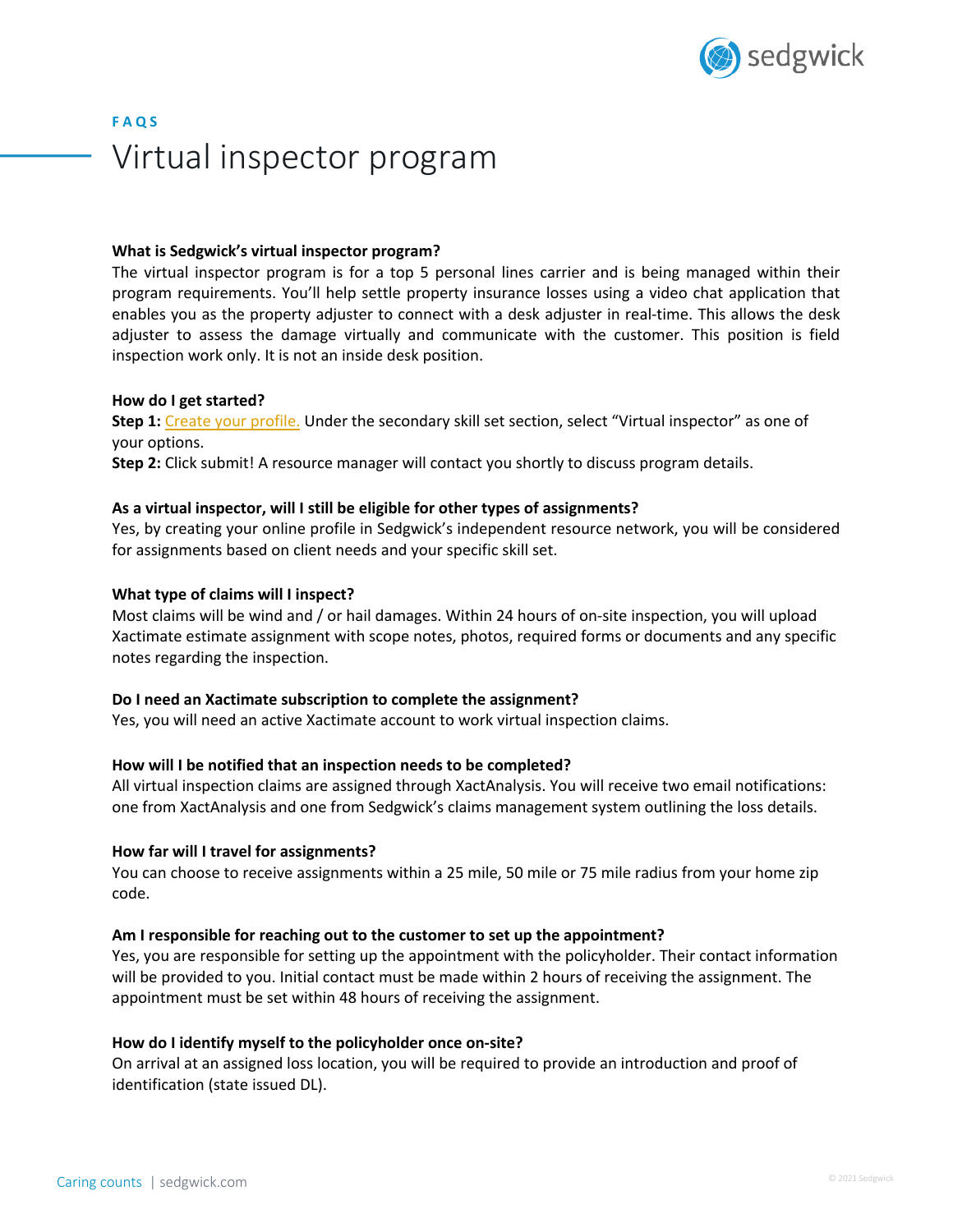**FAQS**

# Virtual inspector program

**What is Sedgwick's virtual inspector program?**

The virtual inspector program is for a top 5 personal lines carrier and is being managed within their program requirements. You'll help settle property insurance losses using a video chat application that enables you as the property adjuster to connect with a desk adjuster in real-time. This allows the desk adjuster to assess the damage virtually and communicate with the customer. This position is field inspection work only. It is not an inside desk position.

**How do I get started?**

**Step 1:** Create your profile. Under the secondary skill set section, select "Virtual inspector" as one of your options.

**Step 2:** Click submit! A resource manager will contact you shortly to discuss program details.

**As a virtual inspector, will I still be eligible for other types of assignments?**

Yes, by creating your online profile in Sedgwick's independent resource network, you will be considered for assignments based on client needs and your specific skill set.

**What type of claims will I inspect?**

Most claims will be wind and / or hail damages. Within 24 hours of on-site inspection, you will upload Xactimate estimate assignment with scope notes, photos, required forms or documents and any specific notes regarding the inspection.

**Do I need an Xactimate subscription to complete the assignment?**

Yes, you will need an active Xactimate account to work virtual inspection claims.

**How will I be notified that an inspection needs to be completed?**

All virtual inspection claims are assigned through XactAnalysis. You will receive two email notifications: one from XactAnalysis and one from Sedgwick's claims management system outlining the loss details.

**How far will I travel for assignments?**

You can choose to receive assignments within a 25 mile, 50 mile or 75 mile radius from your home zip code.

**Am I responsible for reaching out to the customer to set up the appointment?**

Yes, you are responsible for setting up the appointment with the policyholder. Their contact information will be provided to you. Initial contact must be made within 2 hours of receiving the assignment. The appointment must be set within 48 hours of receiving the assignment.

**How do I identify myself to the policyholder once on-site?**

On arrival at an assigned loss location, you will be required to provide an introduction and proof of identification (state issued DL).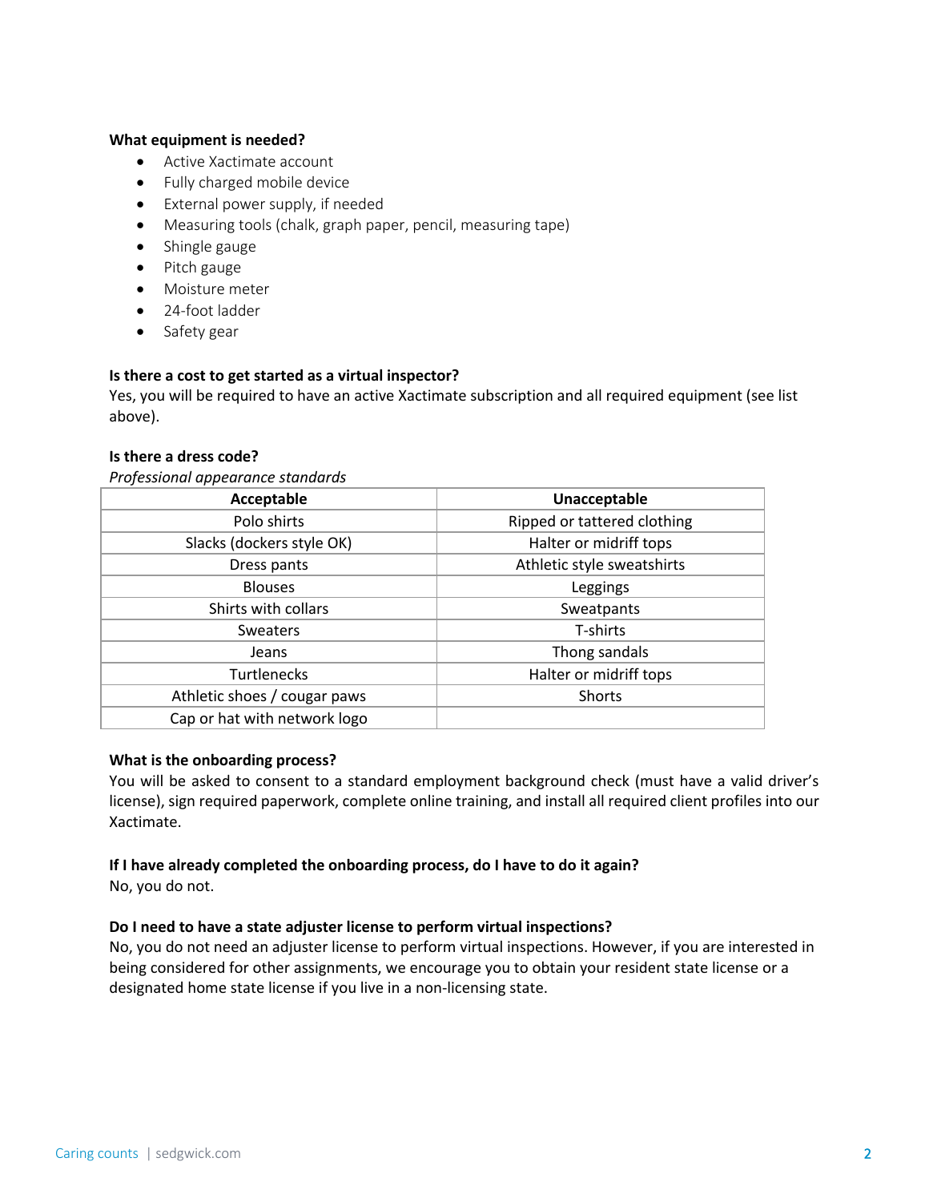**What equipment is needed?**

- Active Xactimate account
- Fully charged mobile device
- External power supply, if needed
- Measuring tools (chalk, graph paper, pencil, measuring tape)
- Shingle gauge
- Pitch gauge
- Moisture meter
- 24-foot ladder
- Safety gear

**Is there a cost to get started as a virtual inspector?**

Yes, you will be required to have an active Xactimate subscription and all required equipment (see list above).

**Is there a dress code?**

*Professional appearance standards*

| Acceptable | Unacceptable |
| --- | --- |
| Polo shirts | Ripped or tattered clothing |
| Slacks (dockers style OK) | Halter or midriff tops |
| Dress pants | Athletic style sweatshirts |
| Blouses | Leggings |
| Shirts with collars | Sweatpants |
| Sweaters | T-shirts |
| Jeans | Thong sandals |
| Turtlenecks | Halter or midriff tops |
| Athletic shoes / cougar paws | Shorts |
| Cap or hat with network logo | |

**What is the onboarding process?**

You will be asked to consent to a standard employment background check (must have a valid driver's license), sign required paperwork, complete online training, and install all required client profiles into our Xactimate.

**If I have already completed the onboarding process, do I have to do it again?**

No, you do not.

**Do I need to have a state adjuster license to perform virtual inspections?**

No, you do not need an adjuster license to perform virtual inspections. However, if you are interested in being considered for other assignments, we encourage you to obtain your resident state license or a designated home state license if you live in a non-licensing state.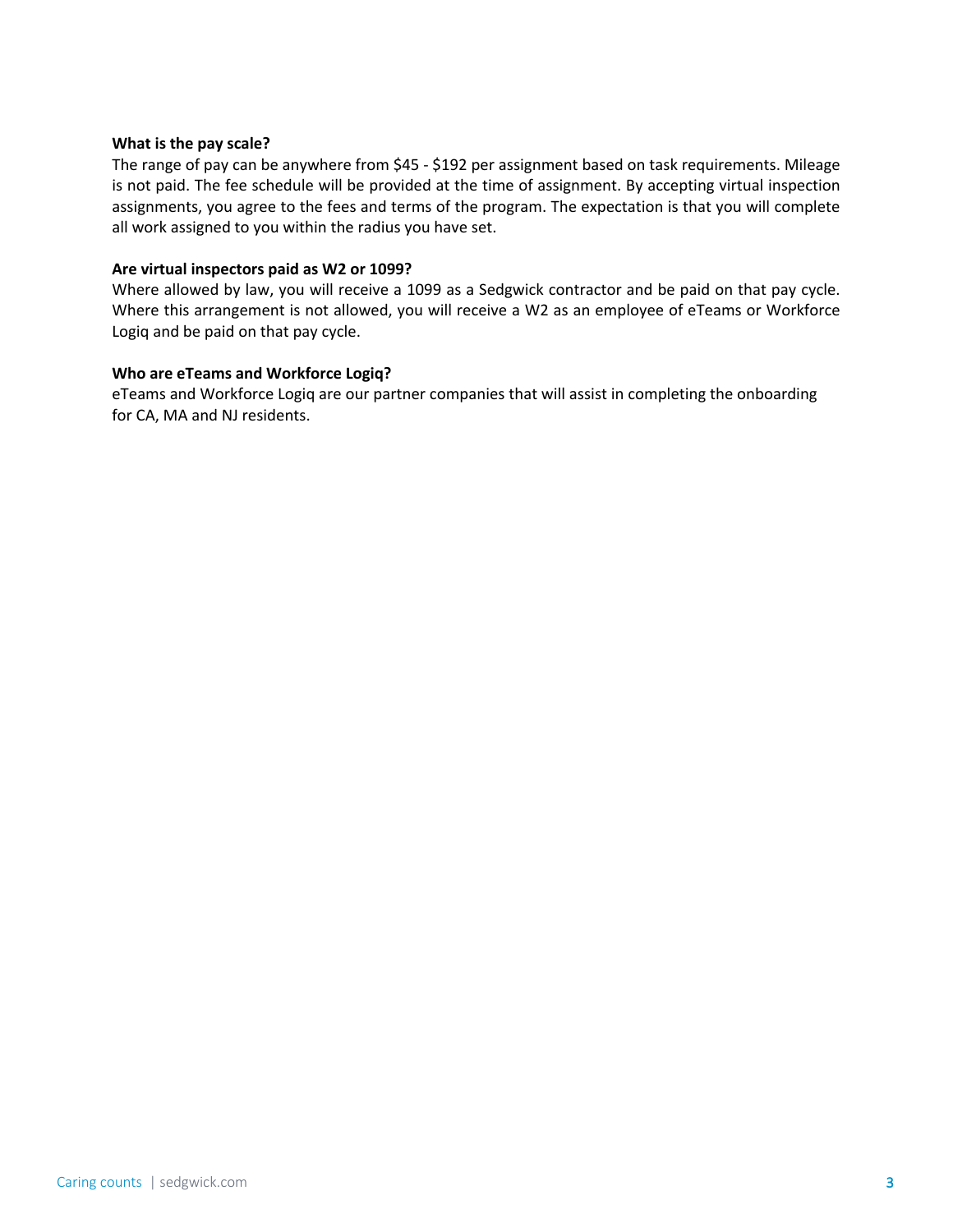**What is the pay scale?**
The range of pay can be anywhere from $45 - $192 per assignment based on task requirements. Mileage is not paid. The fee schedule will be provided at the time of assignment. By accepting virtual inspection assignments, you agree to the fees and terms of the program. The expectation is that you will complete all work assigned to you within the radius you have set.

**Are virtual inspectors paid as W2 or 1099?**
Where allowed by law, you will receive a 1099 as a Sedgwick contractor and be paid on that pay cycle. Where this arrangement is not allowed, you will receive a W2 as an employee of eTeams or Workforce Logiq and be paid on that pay cycle.

**Who are eTeams and Workforce Logiq?**
eTeams and Workforce Logiq are our partner companies that will assist in completing the onboarding for CA, MA and NJ residents.